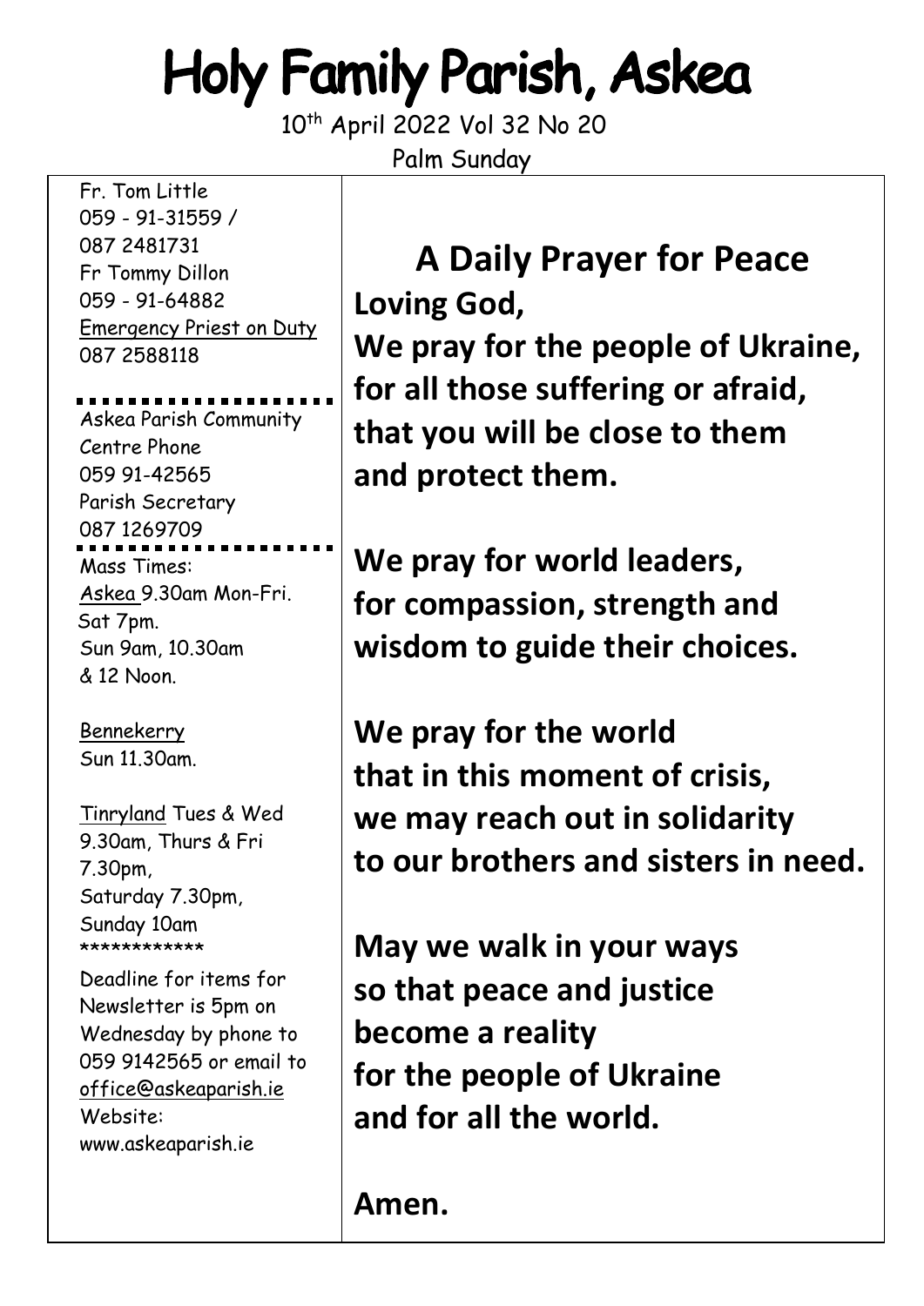# Holy Family Parish, Askea

10th April 2022 Vol 32 No 20

Palm Sunday

Fr. Tom Little
059 - 91-31559 /
087 2481731
Fr Tommy Dillon
059 - 91-64882
Emergency Priest on Duty
087 2588118

Askea Parish Community Centre Phone
059 91-42565
Parish Secretary
087 1269709

Mass Times:
Askea 9.30am Mon-Fri.
Sat 7pm.
Sun 9am, 10.30am & 12 Noon.

Bennekerry
Sun 11.30am.

Tinryland Tues & Wed 9.30am, Thurs & Fri 7.30pm,
Saturday 7.30pm,
Sunday 10am

************

Deadline for items for Newsletter is 5pm on Wednesday by phone to 059 9142565 or email to office@askeaparish.ie
Website:
www.askeaparish.ie

## A Daily Prayer for Peace

**Loving God,**
**We pray for the people of Ukraine,**
**for all those suffering or afraid,**
**that you will be close to them**
**and protect them.**

**We pray for world leaders,**
**for compassion, strength and**
**wisdom to guide their choices.**

**We pray for the world**
**that in this moment of crisis,**
**we may reach out in solidarity**
**to our brothers and sisters in need.**

**May we walk in your ways**
**so that peace and justice**
**become a reality**
**for the people of Ukraine**
**and for all the world.**

**Amen.**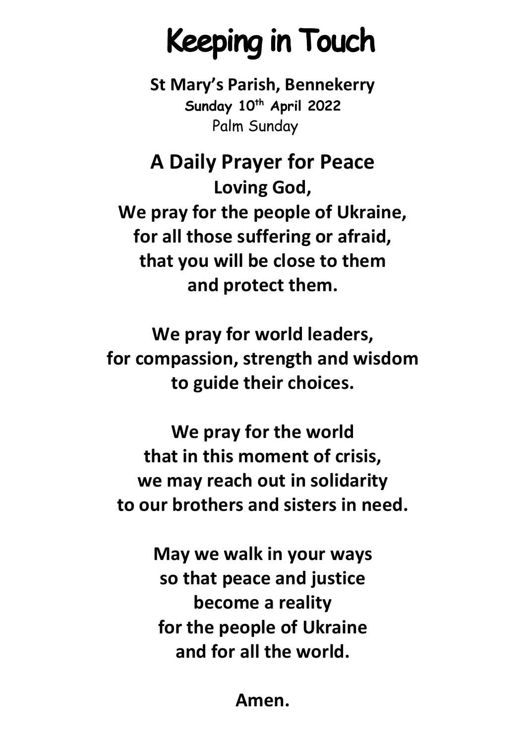# Keeping in Touch

**St Mary's Parish, Bennekerry**
**Sunday 10th April 2022**
Palm Sunday

## A Daily Prayer for Peace

**Loving God,**
**We pray for the people of Ukraine,**
**for all those suffering or afraid,**
**that you will be close to them**
**and protect them.**

**We pray for world leaders,**
**for compassion, strength and wisdom**
**to guide their choices.**

**We pray for the world**
**that in this moment of crisis,**
**we may reach out in solidarity**
**to our brothers and sisters in need.**

**May we walk in your ways**
**so that peace and justice**
**become a reality**
**for the people of Ukraine**
**and for all the world.**

**Amen.**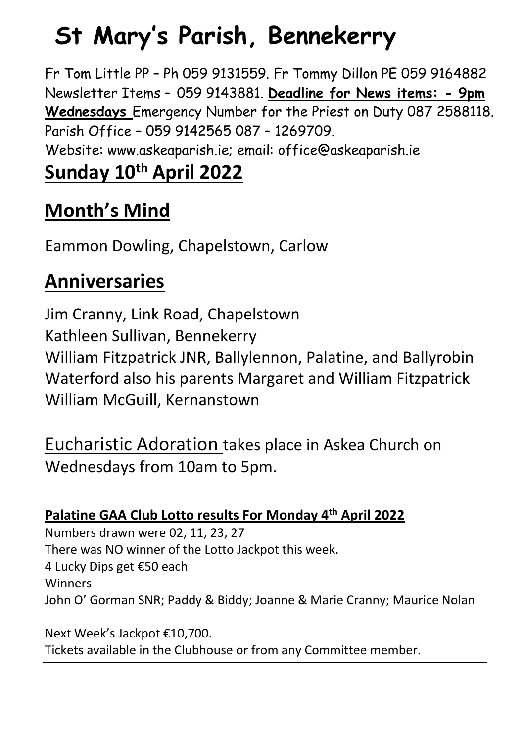# St Mary's Parish, Bennekerry

Fr Tom Little PP – Ph 059 9131559. Fr Tommy Dillon PE 059 9164882 Newsletter Items – 059 9143881. **Deadline for News items: - 9pm Wednesdays** Emergency Number for the Priest on Duty 087 2588118. Parish Office – 059 9142565 087 – 1269709.
Website: www.askeaparish.ie; email: office@askeaparish.ie

## Sunday 10th April 2022

## Month's Mind

Eammon Dowling, Chapelstown, Carlow

## Anniversaries

Jim Cranny, Link Road, Chapelstown
Kathleen Sullivan, Bennekerry
William Fitzpatrick JNR, Ballylennon, Palatine, and Ballyrobin Waterford also his parents Margaret and William Fitzpatrick
William McGuill, Kernanstown

Eucharistic Adoration takes place in Askea Church on Wednesdays from 10am to 5pm.

**Palatine GAA Club Lotto results For Monday 4th April 2022**

Numbers drawn were 02, 11, 23, 27
There was NO winner of the Lotto Jackpot this week.
4 Lucky Dips get €50 each
Winners
John O' Gorman SNR; Paddy & Biddy; Joanne & Marie Cranny; Maurice Nolan

Next Week's Jackpot €10,700.
Tickets available in the Clubhouse or from any Committee member.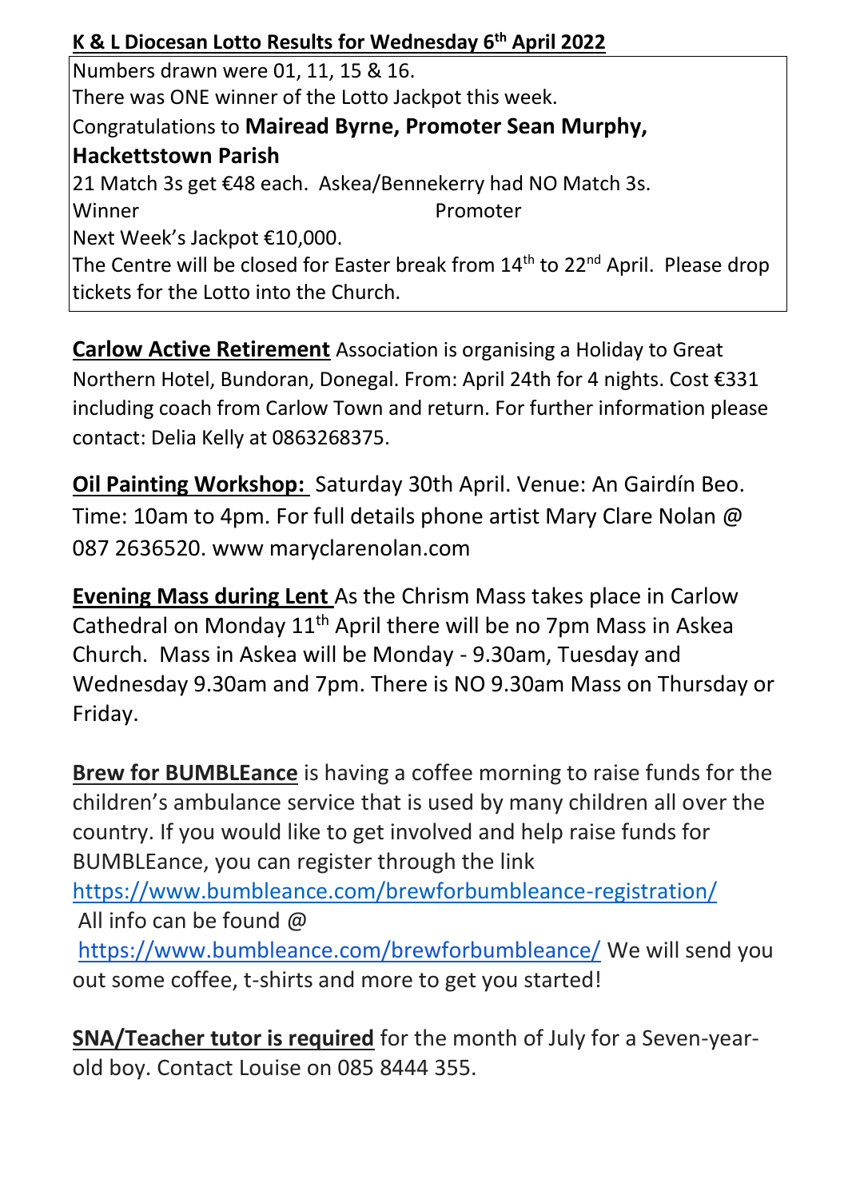**K & L Diocesan Lotto Results for Wednesday 6th April 2022**

Numbers drawn were 01, 11, 15 & 16.
There was ONE winner of the Lotto Jackpot this week.
Congratulations to **Mairead Byrne, Promoter Sean Murphy, Hackettstown Parish**
21 Match 3s get €48 each. Askea/Bennekerry had NO Match 3s.
Winner Promoter
Next Week's Jackpot €10,000.
The Centre will be closed for Easter break from 14th to 22nd April. Please drop tickets for the Lotto into the Church.

**Carlow Active Retirement** Association is organising a Holiday to Great Northern Hotel, Bundoran, Donegal. From: April 24th for 4 nights. Cost €331 including coach from Carlow Town and return. For further information please contact: Delia Kelly at 0863268375.

**Oil Painting Workshop:** Saturday 30th April. Venue: An Gairdín Beo. Time: 10am to 4pm. For full details phone artist Mary Clare Nolan @ 087 2636520. www maryclarenolan.com

**Evening Mass during Lent** As the Chrism Mass takes place in Carlow Cathedral on Monday 11th April there will be no 7pm Mass in Askea Church. Mass in Askea will be Monday - 9.30am, Tuesday and Wednesday 9.30am and 7pm. There is NO 9.30am Mass on Thursday or Friday.

**Brew for BUMBLEance** is having a coffee morning to raise funds for the children's ambulance service that is used by many children all over the country. If you would like to get involved and help raise funds for BUMBLEance, you can register through the link https://www.bumbleance.com/brewforbumbleance-registration/
All info can be found @
https://www.bumbleance.com/brewforbumbleance/ We will send you out some coffee, t-shirts and more to get you started!

**SNA/Teacher tutor is required** for the month of July for a Seven-year-old boy. Contact Louise on 085 8444 355.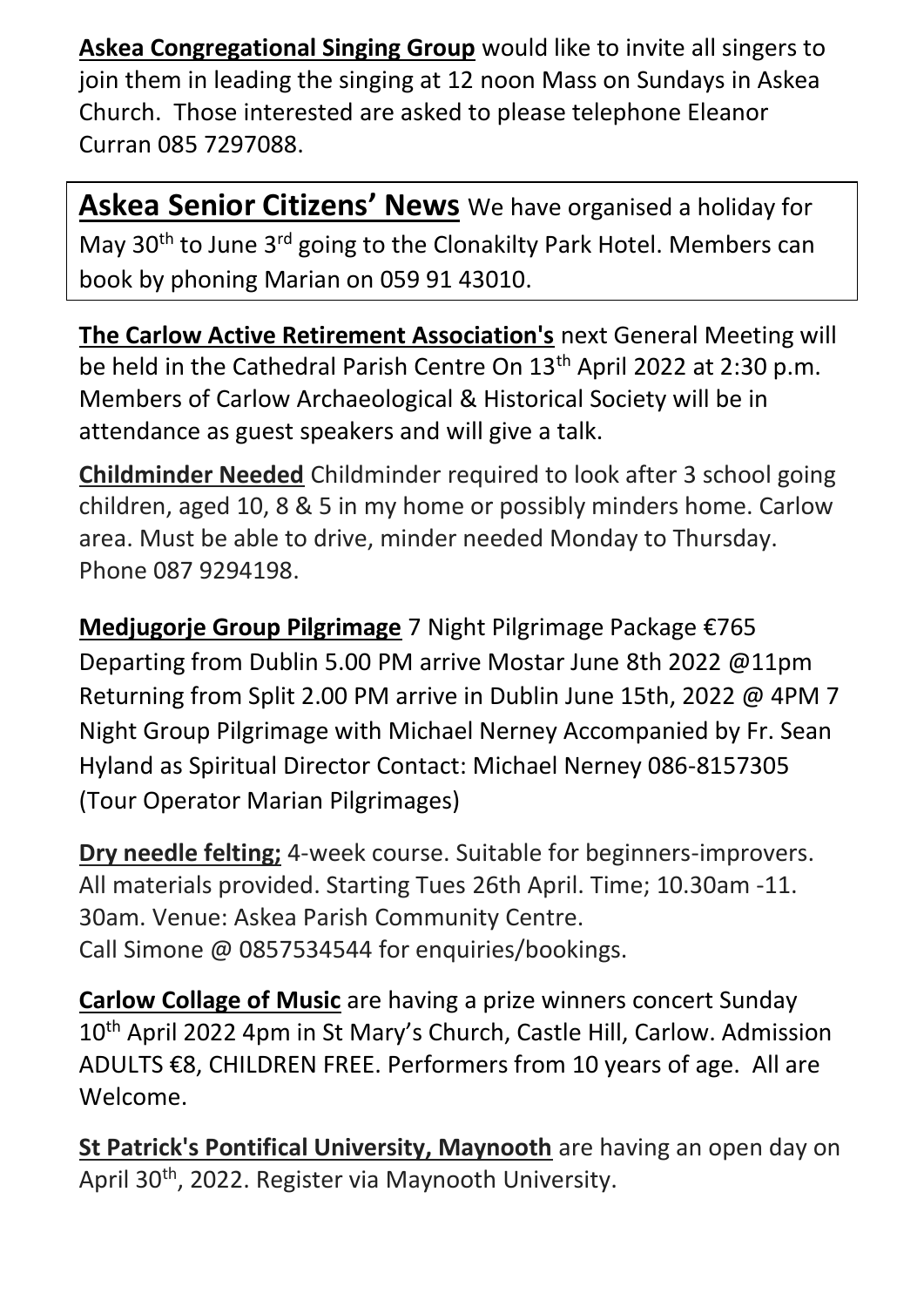**Askea Congregational Singing Group** would like to invite all singers to join them in leading the singing at 12 noon Mass on Sundays in Askea Church. Those interested are asked to please telephone Eleanor Curran 085 7297088.

**Askea Senior Citizens' News** We have organised a holiday for May 30th to June 3rd going to the Clonakilty Park Hotel. Members can book by phoning Marian on 059 91 43010.

**The Carlow Active Retirement Association's** next General Meeting will be held in the Cathedral Parish Centre On 13th April 2022 at 2:30 p.m. Members of Carlow Archaeological & Historical Society will be in attendance as guest speakers and will give a talk.

**Childminder Needed** Childminder required to look after 3 school going children, aged 10, 8 & 5 in my home or possibly minders home. Carlow area. Must be able to drive, minder needed Monday to Thursday. Phone 087 9294198.

**Medjugorje Group Pilgrimage** 7 Night Pilgrimage Package €765 Departing from Dublin 5.00 PM arrive Mostar June 8th 2022 @11pm Returning from Split 2.00 PM arrive in Dublin June 15th, 2022 @ 4PM 7 Night Group Pilgrimage with Michael Nerney Accompanied by Fr. Sean Hyland as Spiritual Director Contact: Michael Nerney 086-8157305 (Tour Operator Marian Pilgrimages)

**Dry needle felting;** 4-week course. Suitable for beginners-improvers. All materials provided. Starting Tues 26th April. Time; 10.30am -11. 30am. Venue: Askea Parish Community Centre.
Call Simone @ 0857534544 for enquiries/bookings.

**Carlow Collage of Music** are having a prize winners concert Sunday 10th April 2022 4pm in St Mary's Church, Castle Hill, Carlow. Admission ADULTS €8, CHILDREN FREE. Performers from 10 years of age. All are Welcome.

**St Patrick's Pontifical University, Maynooth** are having an open day on April 30th, 2022. Register via Maynooth University.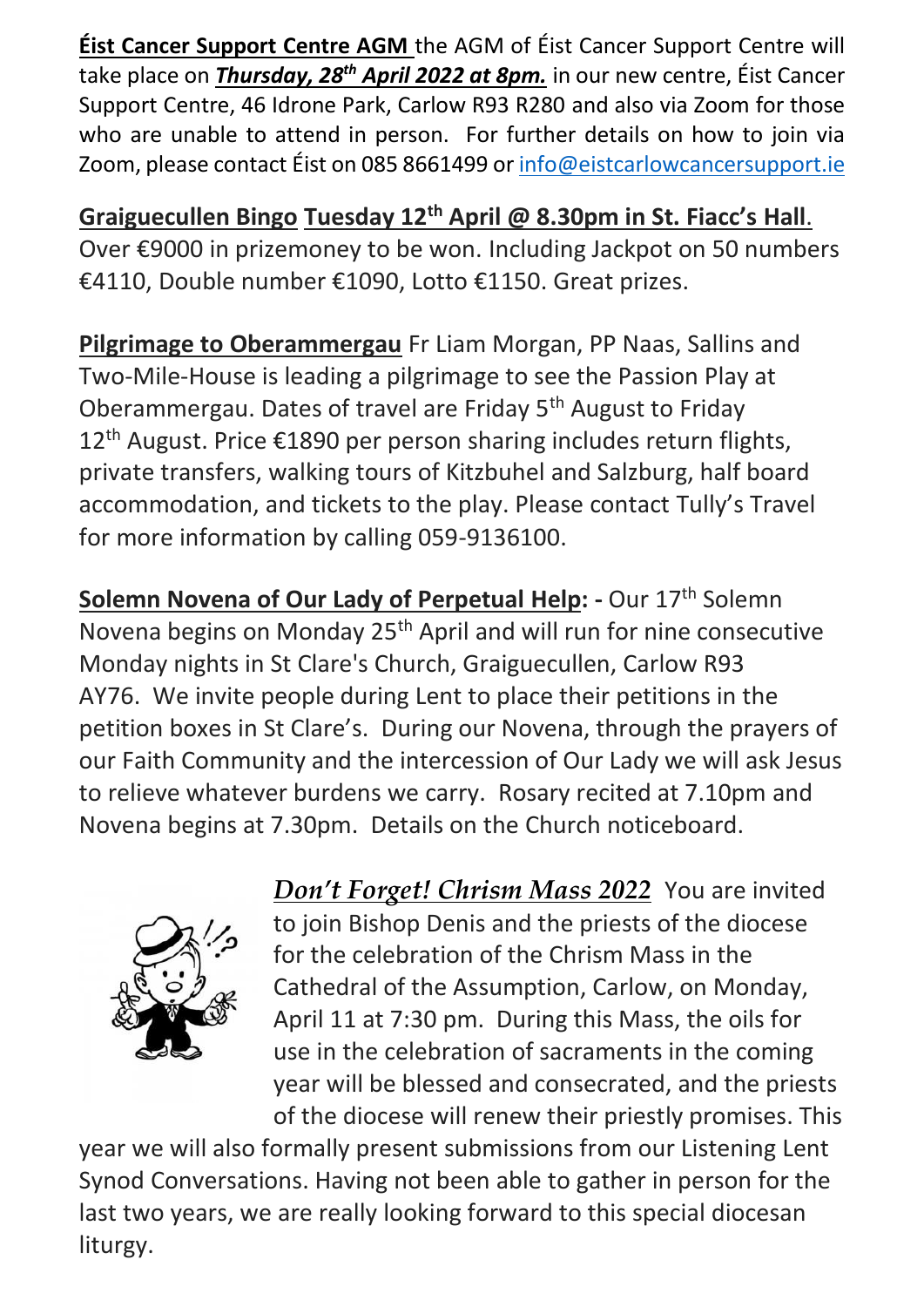**Éist Cancer Support Centre AGM** the AGM of Éist Cancer Support Centre will take place on ***Thursday, 28th April 2022 at 8pm.*** in our new centre, Éist Cancer Support Centre, 46 Idrone Park, Carlow R93 R280 and also via Zoom for those who are unable to attend in person. For further details on how to join via Zoom, please contact Éist on 085 8661499 or info@eistcarlowcancersupport.ie

**Graiguecullen Bingo** **Tuesday 12th April @ 8.30pm in St. Fiacc's Hall**. Over €9000 in prizemoney to be won. Including Jackpot on 50 numbers €4110, Double number €1090, Lotto €1150. Great prizes.

**Pilgrimage to Oberammergau** Fr Liam Morgan, PP Naas, Sallins and Two-Mile-House is leading a pilgrimage to see the Passion Play at Oberammergau. Dates of travel are Friday 5th August to Friday 12th August. Price €1890 per person sharing includes return flights, private transfers, walking tours of Kitzbuhel and Salzburg, half board accommodation, and tickets to the play. Please contact Tully's Travel for more information by calling 059-9136100.

**Solemn Novena of Our Lady of Perpetual Help: -** Our 17th Solemn Novena begins on Monday 25th April and will run for nine consecutive Monday nights in St Clare's Church, Graiguecullen, Carlow R93 AY76. We invite people during Lent to place their petitions in the petition boxes in St Clare's. During our Novena, through the prayers of our Faith Community and the intercession of Our Lady we will ask Jesus to relieve whatever burdens we carry. Rosary recited at 7.10pm and Novena begins at 7.30pm. Details on the Church noticeboard.

***Don't Forget! Chrism Mass 2022*** You are invited to join Bishop Denis and the priests of the diocese for the celebration of the Chrism Mass in the Cathedral of the Assumption, Carlow, on Monday, April 11 at 7:30 pm. During this Mass, the oils for use in the celebration of sacraments in the coming year will be blessed and consecrated, and the priests of the diocese will renew their priestly promises. This year we will also formally present submissions from our Listening Lent Synod Conversations. Having not been able to gather in person for the last two years, we are really looking forward to this special diocesan liturgy.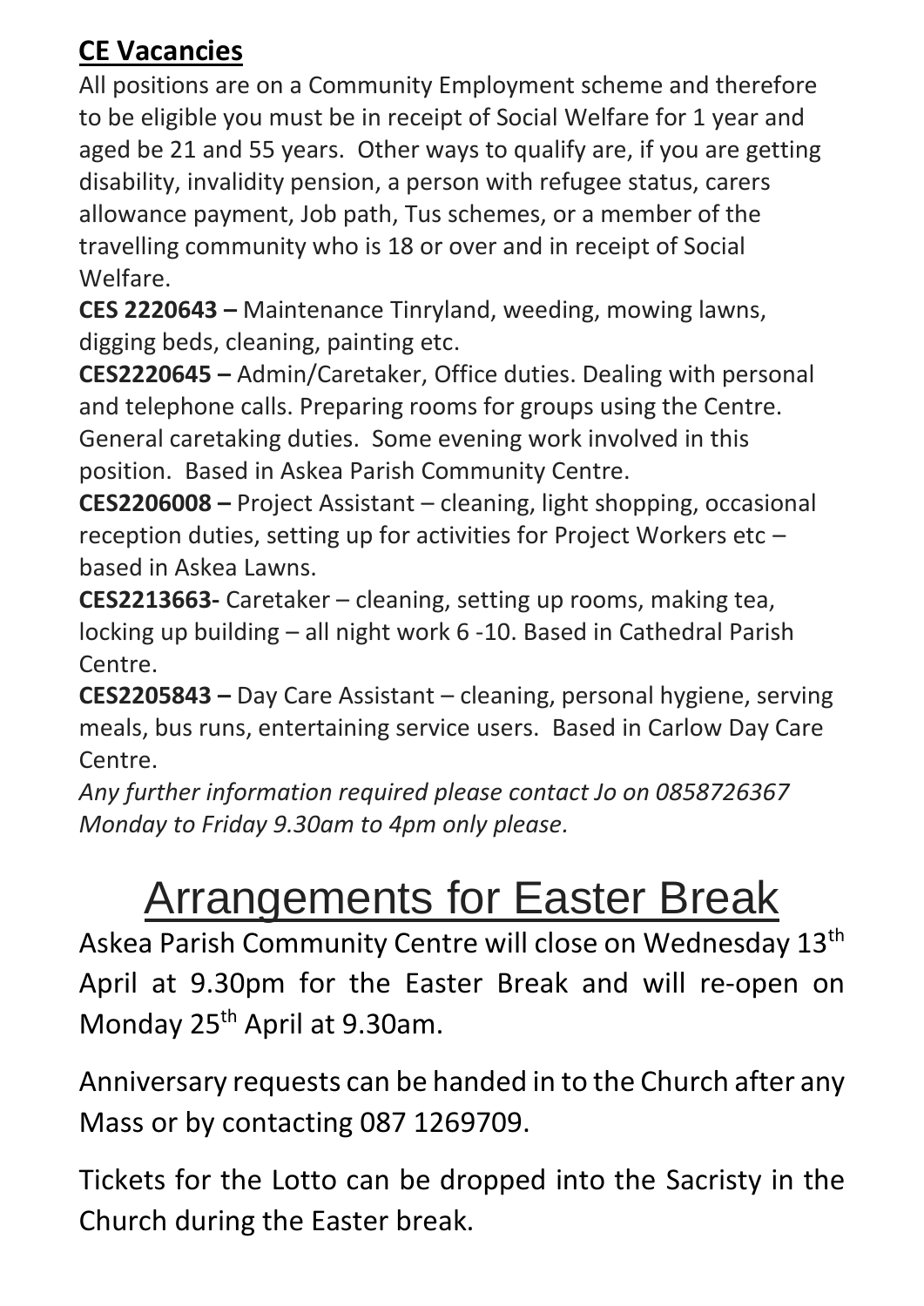## CE Vacancies

All positions are on a Community Employment scheme and therefore to be eligible you must be in receipt of Social Welfare for 1 year and aged be 21 and 55 years. Other ways to qualify are, if you are getting disability, invalidity pension, a person with refugee status, carers allowance payment, Job path, Tus schemes, or a member of the travelling community who is 18 or over and in receipt of Social Welfare.

**CES 2220643 –** Maintenance Tinryland, weeding, mowing lawns, digging beds, cleaning, painting etc.

**CES2220645 –** Admin/Caretaker, Office duties. Dealing with personal and telephone calls. Preparing rooms for groups using the Centre. General caretaking duties. Some evening work involved in this position. Based in Askea Parish Community Centre.

**CES2206008 –** Project Assistant – cleaning, light shopping, occasional reception duties, setting up for activities for Project Workers etc – based in Askea Lawns.

**CES2213663-** Caretaker – cleaning, setting up rooms, making tea, locking up building – all night work 6 -10. Based in Cathedral Parish Centre.

**CES2205843 –** Day Care Assistant – cleaning, personal hygiene, serving meals, bus runs, entertaining service users. Based in Carlow Day Care Centre.

*Any further information required please contact Jo on 0858726367 Monday to Friday 9.30am to 4pm only please.*

# Arrangements for Easter Break

Askea Parish Community Centre will close on Wednesday 13th April at 9.30pm for the Easter Break and will re-open on Monday 25th April at 9.30am.

Anniversary requests can be handed in to the Church after any Mass or by contacting 087 1269709.

Tickets for the Lotto can be dropped into the Sacristy in the Church during the Easter break.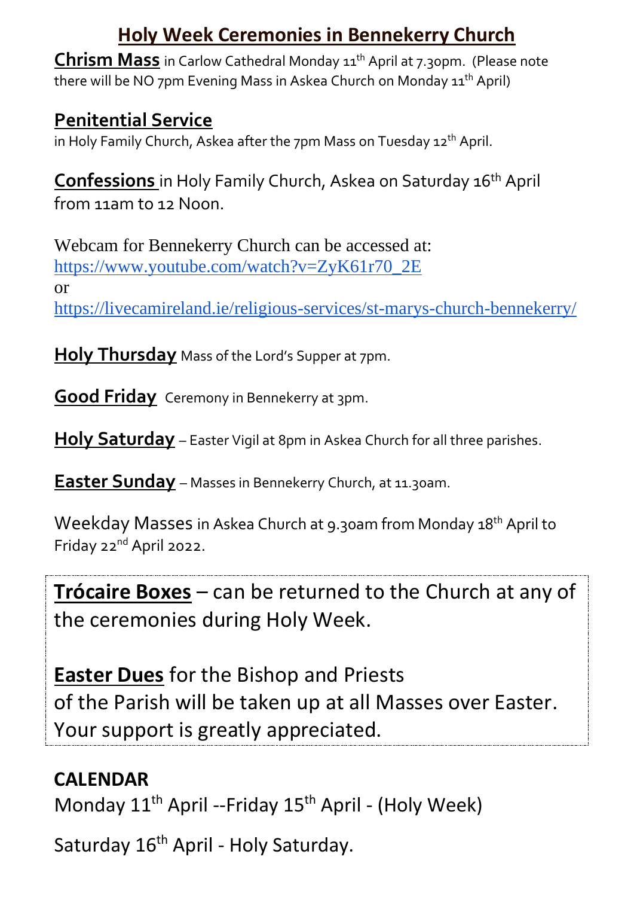# Holy Week Ceremonies in Bennekerry Church

**Chrism Mass** in Carlow Cathedral Monday 11th April at 7.30pm. (Please note there will be NO 7pm Evening Mass in Askea Church on Monday 11th April)

**Penitential Service**
in Holy Family Church, Askea after the 7pm Mass on Tuesday 12th April.

**Confessions** in Holy Family Church, Askea on Saturday 16th April from 11am to 12 Noon.

Webcam for Bennekerry Church can be accessed at:
https://www.youtube.com/watch?v=ZyK61r70_2E
or
https://livecamireland.ie/religious-services/st-marys-church-bennekerry/

**Holy Thursday** Mass of the Lord's Supper at 7pm.

**Good Friday** Ceremony in Bennekerry at 3pm.

**Holy Saturday** – Easter Vigil at 8pm in Askea Church for all three parishes.

**Easter Sunday** – Masses in Bennekerry Church, at 11.30am.

Weekday Masses in Askea Church at 9.30am from Monday 18th April to Friday 22nd April 2022.

**Trócaire Boxes** – can be returned to the Church at any of the ceremonies during Holy Week.

**Easter Dues** for the Bishop and Priests of the Parish will be taken up at all Masses over Easter. Your support is greatly appreciated.

**CALENDAR**

Monday 11th April --Friday 15th April - (Holy Week)

Saturday 16th April - Holy Saturday.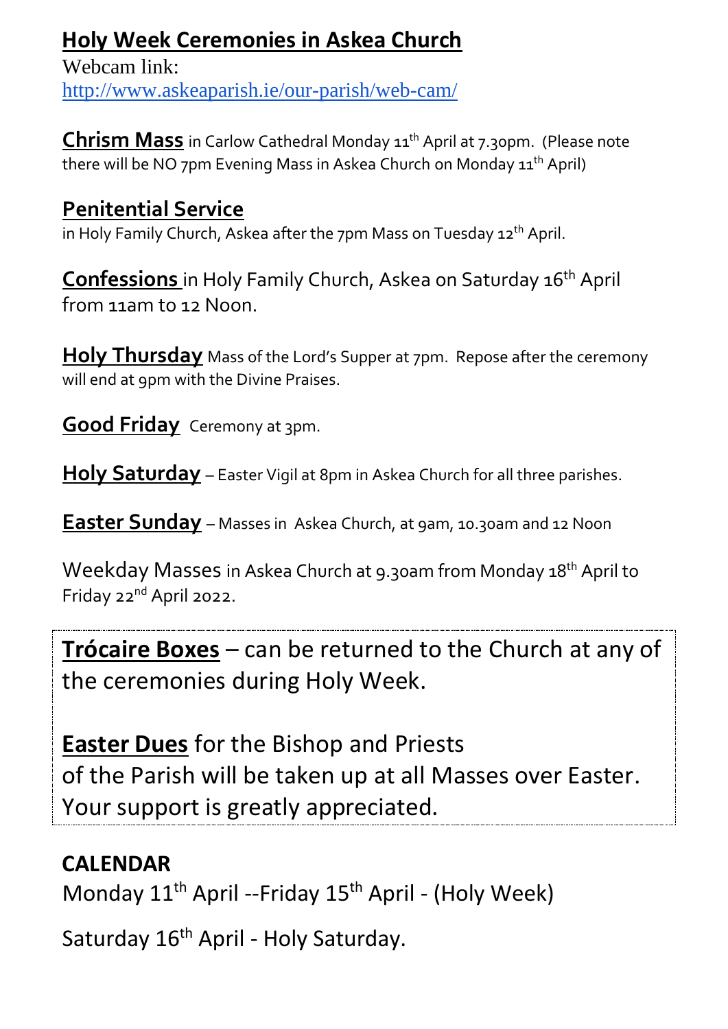## Holy Week Ceremonies in Askea Church

Webcam link:
http://www.askeaparish.ie/our-parish/web-cam/

**Chrism Mass** in Carlow Cathedral Monday 11th April at 7.30pm. (Please note there will be NO 7pm Evening Mass in Askea Church on Monday 11th April)

**Penitential Service**
in Holy Family Church, Askea after the 7pm Mass on Tuesday 12th April.

**Confessions** in Holy Family Church, Askea on Saturday 16th April from 11am to 12 Noon.

**Holy Thursday** Mass of the Lord's Supper at 7pm. Repose after the ceremony will end at 9pm with the Divine Praises.

**Good Friday** Ceremony at 3pm.

**Holy Saturday** – Easter Vigil at 8pm in Askea Church for all three parishes.

**Easter Sunday** – Masses in Askea Church, at 9am, 10.30am and 12 Noon

Weekday Masses in Askea Church at 9.30am from Monday 18th April to Friday 22nd April 2022.

**Trócaire Boxes** – can be returned to the Church at any of the ceremonies during Holy Week.

**Easter Dues** for the Bishop and Priests of the Parish will be taken up at all Masses over Easter. Your support is greatly appreciated.

**CALENDAR**

Monday 11th April --Friday 15th April - (Holy Week)

Saturday 16th April - Holy Saturday.